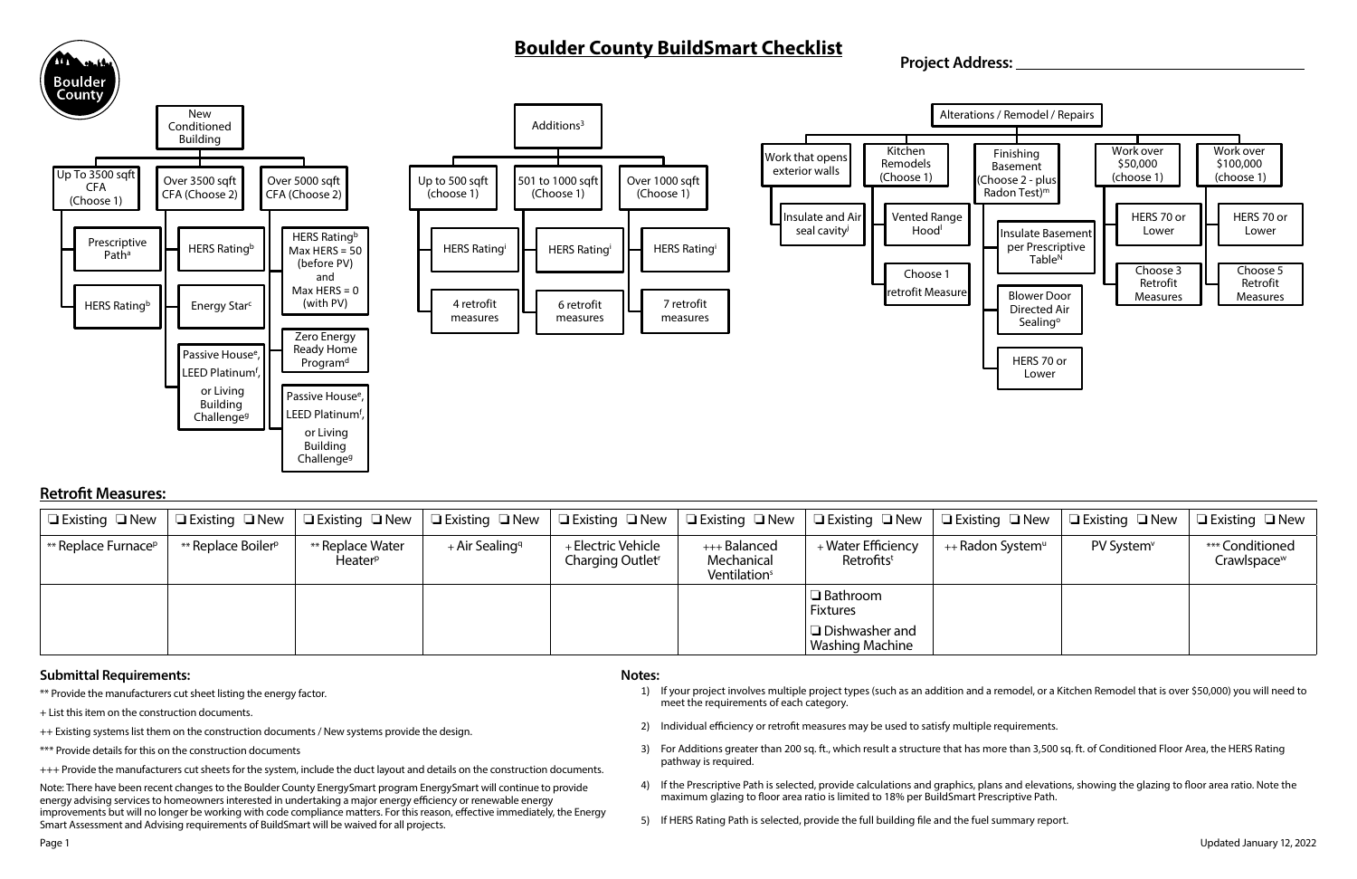# Boulder County BuildSmart Checklist

**Project Address:** ______________________________

## New Conditioned Building

- **Up To 3500 sqft CFA (Choose 1)**
  - Prescriptive Path[a]
  - HERS Rating[b]
- **Over 3500 sqft CFA (Choose 2)**
  - HERS Rating[b]
  - Energy Star[c]
  - Passive House[e], LEED Platinum[f], or Living Building Challenge[g]
- **Over 5000 sqft CFA (Choose 2)**
  - HERS Rating[b] Max HERS = 50 (before PV) and Max HERS = 0 (with PV)
  - Zero Energy Ready Home Program[d]
  - Passive House[e], LEED Platinum[f], or Living Building Challenge[g]

## Additions[3]

- **Up to 500 sqft (choose 1)**
  - HERS Rating[i]
  - 4 retrofit measures
- **501 to 1000 sqft (Choose 1)**
  - HERS Rating[i]
  - 6 retrofit measures
- **Over 1000 sqft (Choose 1)**
  - HERS Rating[i]
  - 7 retrofit measures

## Alterations / Remodel / Repairs

- **Work that opens exterior walls**
  - Insulate and Air seal cavity[j]
- **Kitchen Remodels (Choose 1)**
  - Vented Range Hood[l]
  - Choose 1 retrofit Measure
- **Finishing Basement (Choose 2 - plus Radon Test)[m]**
  - Insulate Basement per Prescriptive Table[N]
  - Blower Door Directed Air Sealing[o]
  - HERS 70 or Lower
- **Work over $50,000 (choose 1)**
  - HERS 70 or Lower
  - Choose 3 Retrofit Measures
- **Work over $100,000 (choose 1)**
  - HERS 70 or Lower
  - Choose 5 Retrofit Measures

## Retrofit Measures:

| ❑ Existing ❑ New | ❑ Existing ❑ New | ❑ Existing ❑ New | ❑ Existing ❑ New | ❑ Existing ❑ New | ❑ Existing ❑ New | ❑ Existing ❑ New | ❑ Existing ❑ New | ❑ Existing ❑ New | ❑ Existing ❑ New |
|---|---|---|---|---|---|---|---|---|---|
| ** Replace Furnace[p] | ** Replace Boiler[p] | ** Replace Water Heater[p] | + Air Sealing[q] | + Electric Vehicle Charging Outlet[r] | +++ Balanced Mechanical Ventilation[s] | + Water Efficiency Retrofits[t] | ++ Radon System[u] | PV System[v] | *** Conditioned Crawlspace[w] |
| | | | | | | ❑ Bathroom Fixtures<br>❑ Dishwasher and Washing Machine | | | |

### Submittal Requirements:

** Provide the manufacturers cut sheet listing the energy factor.

+ List this item on the construction documents.

++ Existing systems list them on the construction documents / New systems provide the design.

*** Provide details for this on the construction documents

+++ Provide the manufacturers cut sheets for the system, include the duct layout and details on the construction documents.

Note: There have been recent changes to the Boulder County EnergySmart program EnergySmart will continue to provide energy advising services to homeowners interested in undertaking a major energy efficiency or renewable energy improvements but will no longer be working with code compliance matters. For this reason, effective immediately, the Energy Smart Assessment and Advising requirements of BuildSmart will be waived for all projects.

### Notes:

1) If your project involves multiple project types (such as an addition and a remodel, or a Kitchen Remodel that is over $50,000) you will need to meet the requirements of each category.
2) Individual efficiency or retrofit measures may be used to satisfy multiple requirements.
3) For Additions greater than 200 sq. ft., which result a structure that has more than 3,500 sq. ft. of Conditioned Floor Area, the HERS Rating pathway is required.
4) If the Prescriptive Path is selected, provide calculations and graphics, plans and elevations, showing the glazing to floor area ratio. Note the maximum glazing to floor area ratio is limited to 18% per BuildSmart Prescriptive Path.
5) If HERS Rating Path is selected, provide the full building file and the fuel summary report.

Updated January 12, 2022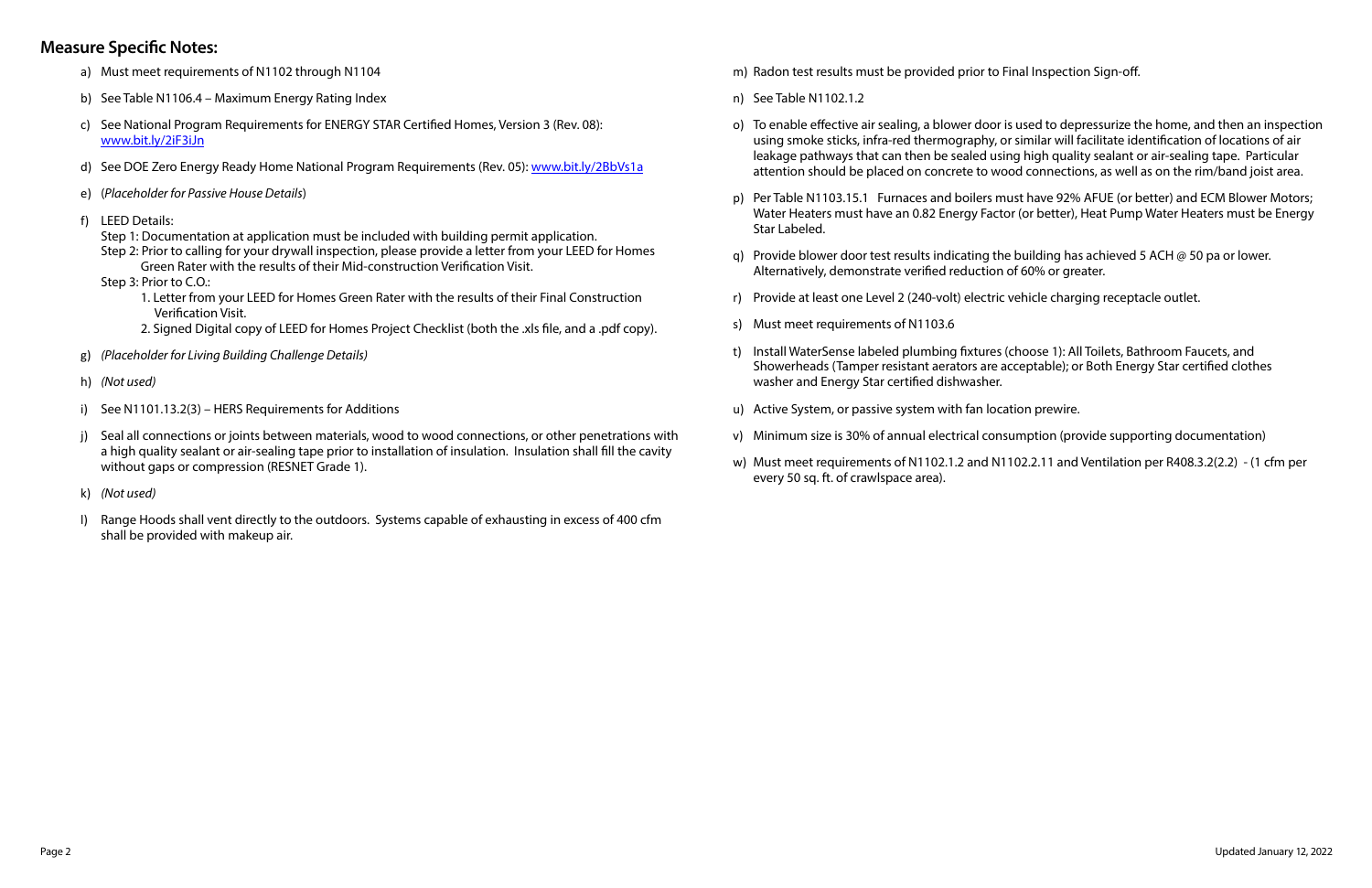## Measure Specific Notes:

a) Must meet requirements of N1102 through N1104

b) See Table N1106.4 – Maximum Energy Rating Index

c) See National Program Requirements for ENERGY STAR Certified Homes, Version 3 (Rev. 08): www.bit.ly/2iF3iJn

d) See DOE Zero Energy Ready Home National Program Requirements (Rev. 05): www.bit.ly/2BbVs1a

e) (*Placeholder for Passive House Details*)

f) LEED Details:
Step 1: Documentation at application must be included with building permit application.
Step 2: Prior to calling for your drywall inspection, please provide a letter from your LEED for Homes Green Rater with the results of their Mid-construction Verification Visit.
Step 3: Prior to C.O.:
1. Letter from your LEED for Homes Green Rater with the results of their Final Construction Verification Visit.
2. Signed Digital copy of LEED for Homes Project Checklist (both the .xls file, and a .pdf copy).

g) *(Placeholder for Living Building Challenge Details)*

h) *(Not used)*

i) See N1101.13.2(3) – HERS Requirements for Additions

j) Seal all connections or joints between materials, wood to wood connections, or other penetrations with a high quality sealant or air-sealing tape prior to installation of insulation. Insulation shall fill the cavity without gaps or compression (RESNET Grade 1).

k) *(Not used)*

l) Range Hoods shall vent directly to the outdoors. Systems capable of exhausting in excess of 400 cfm shall be provided with makeup air.

m) Radon test results must be provided prior to Final Inspection Sign-off.

n) See Table N1102.1.2

o) To enable effective air sealing, a blower door is used to depressurize the home, and then an inspection using smoke sticks, infra-red thermography, or similar will facilitate identification of locations of air leakage pathways that can then be sealed using high quality sealant or air-sealing tape. Particular attention should be placed on concrete to wood connections, as well as on the rim/band joist area.

p) Per Table N1103.15.1 Furnaces and boilers must have 92% AFUE (or better) and ECM Blower Motors; Water Heaters must have an 0.82 Energy Factor (or better), Heat Pump Water Heaters must be Energy Star Labeled.

q) Provide blower door test results indicating the building has achieved 5 ACH @ 50 pa or lower. Alternatively, demonstrate verified reduction of 60% or greater.

r) Provide at least one Level 2 (240-volt) electric vehicle charging receptacle outlet.

s) Must meet requirements of N1103.6

t) Install WaterSense labeled plumbing fixtures (choose 1): All Toilets, Bathroom Faucets, and Showerheads (Tamper resistant aerators are acceptable); or Both Energy Star certified clothes washer and Energy Star certified dishwasher.

u) Active System, or passive system with fan location prewire.

v) Minimum size is 30% of annual electrical consumption (provide supporting documentation)

w) Must meet requirements of N1102.1.2 and N1102.2.11 and Ventilation per R408.3.2(2.2) - (1 cfm per every 50 sq. ft. of crawlspace area).

Updated January 12, 2022